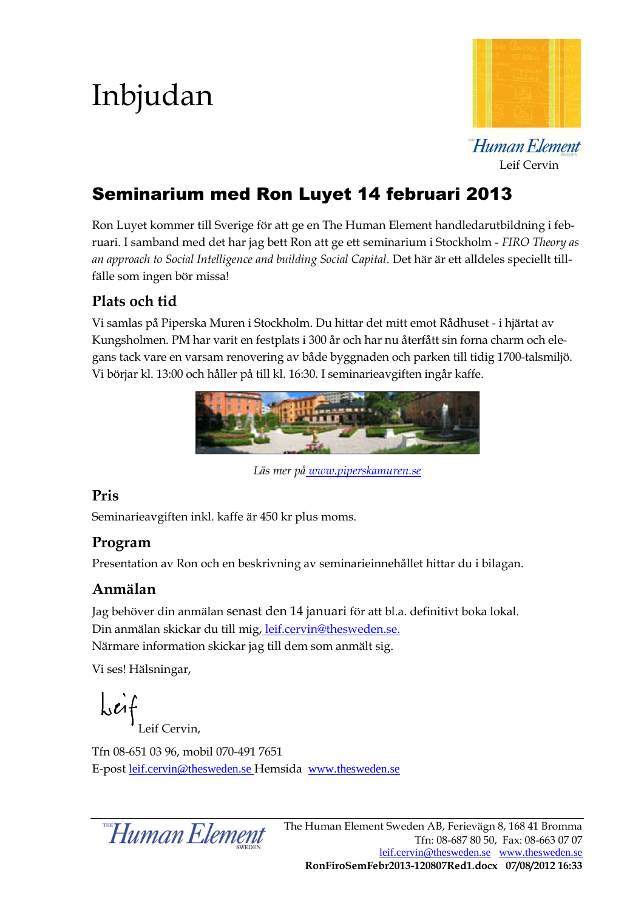# Inbjudan

Human Element
Leif Cervin

## Seminarium med Ron Luyet 14 februari 2013

Ron Luyet kommer till Sverige för att ge en The Human Element handledarutbildning i februari. I samband med det har jag bett Ron att ge ett seminarium i Stockholm - *FIRO Theory as an approach to Social Intelligence and building Social Capital*. Det här är ett alldeles speciellt tillfälle som ingen bör missa!

### Plats och tid

Vi samlas på Piperska Muren i Stockholm. Du hittar det mitt emot Rådhuset - i hjärtat av Kungsholmen. PM har varit en festplats i 300 år och har nu återfått sin forna charm och elegans tack vare en varsam renovering av både byggnaden och parken till tidig 1700-talsmiljö. Vi börjar kl. 13:00 och håller på till kl. 16:30. I seminarieavgiften ingår kaffe.

*Läs mer på* www.piperskamuren.se

### Pris

Seminarieavgiften inkl. kaffe är 450 kr plus moms.

### Program

Presentation av Ron och en beskrivning av seminarieinnehållet hittar du i bilagan.

### Anmälan

Jag behöver din anmälan senast den 14 januari för att bl.a. definitivt boka lokal.
Din anmälan skickar du till mig, leif.cervin@thesweden.se.
Närmare information skickar jag till dem som anmält sig.

Vi ses! Hälsningar,

Leif
Leif Cervin,

Tfn 08-651 03 96, mobil 070-491 7651
E-post leif.cervin@thesweden.se Hemsida www.thesweden.se

The Human Element Sweden AB, Ferievägen 8, 168 41 Bromma
Tfn: 08-687 80 50, Fax: 08-663 07 07
leif.cervin@thesweden.se www.thesweden.se
**RonFiroSemFebr2013-120807Red1.docx 07/08/2012 16:33**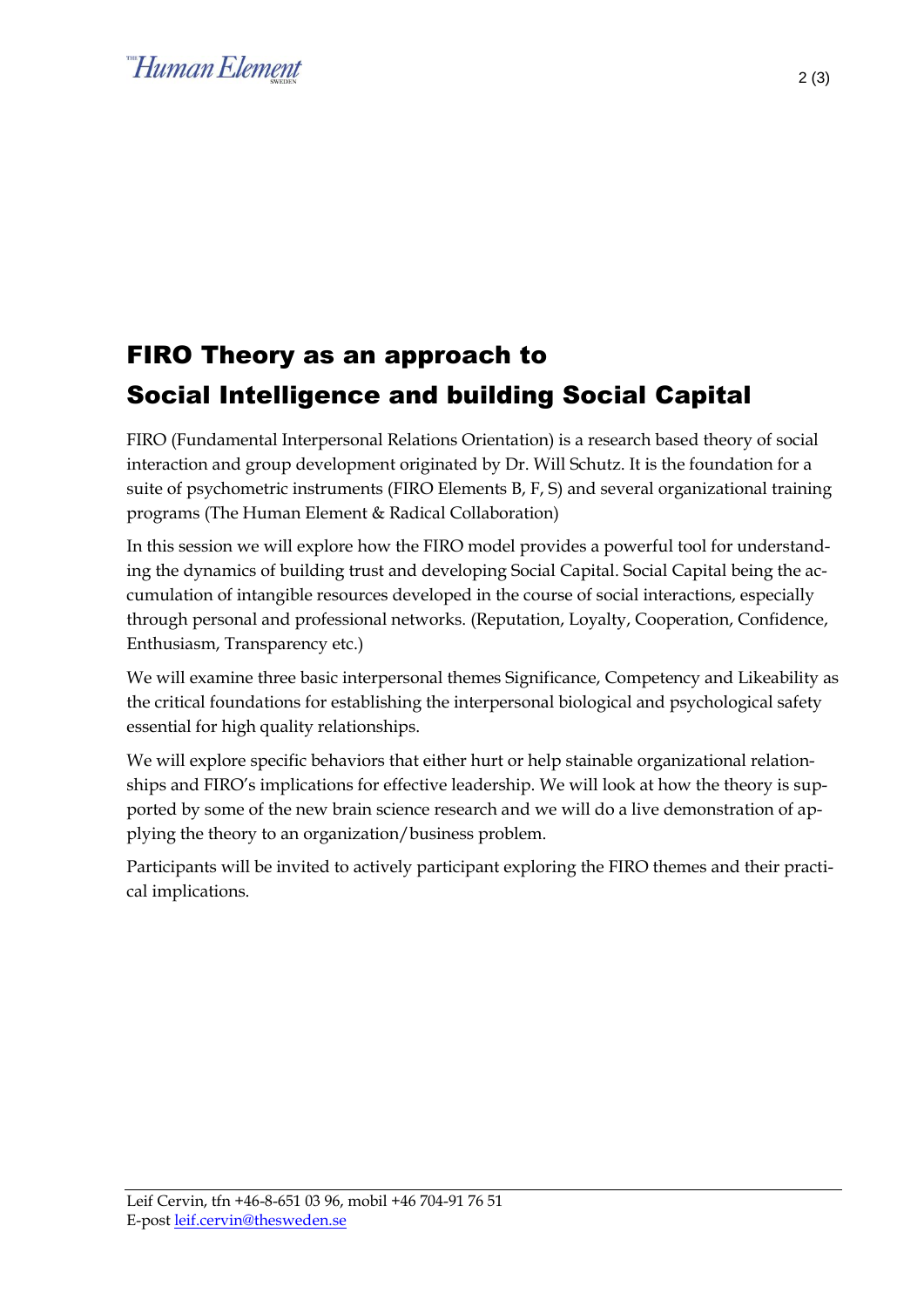# FIRO Theory as an approach to Social Intelligence and building Social Capital

FIRO (Fundamental Interpersonal Relations Orientation) is a research based theory of social interaction and group development originated by Dr. Will Schutz. It is the foundation for a suite of psychometric instruments (FIRO Elements B, F, S) and several organizational training programs (The Human Element & Radical Collaboration)

In this session we will explore how the FIRO model provides a powerful tool for understanding the dynamics of building trust and developing Social Capital. Social Capital being the accumulation of intangible resources developed in the course of social interactions, especially through personal and professional networks. (Reputation, Loyalty, Cooperation, Confidence, Enthusiasm, Transparency etc.)

We will examine three basic interpersonal themes Significance, Competency and Likeability as the critical foundations for establishing the interpersonal biological and psychological safety essential for high quality relationships.

We will explore specific behaviors that either hurt or help stainable organizational relationships and FIRO's implications for effective leadership. We will look at how the theory is supported by some of the new brain science research and we will do a live demonstration of applying the theory to an organization/business problem.

Participants will be invited to actively participant exploring the FIRO themes and their practical implications.

Leif Cervin, tfn +46-8-651 03 96, mobil +46 704-91 76 51
E-post leif.cervin@thesweden.se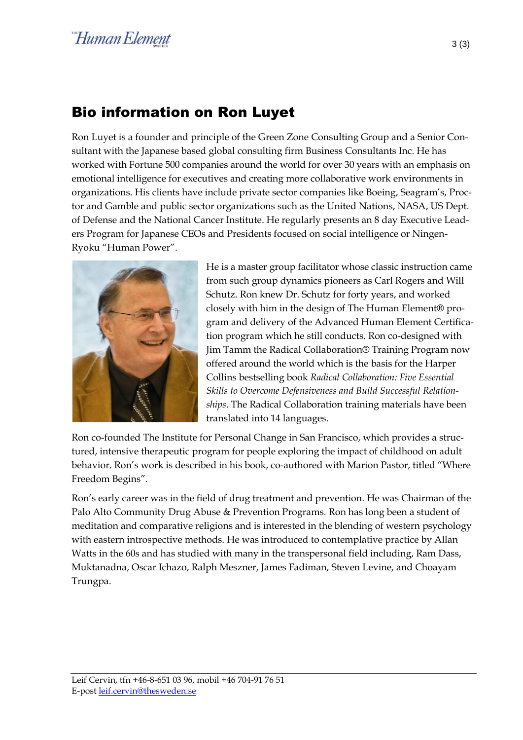# Bio information on Ron Luyet

Ron Luyet is a founder and principle of the Green Zone Consulting Group and a Senior Consultant with the Japanese based global consulting firm Business Consultants Inc. He has worked with Fortune 500 companies around the world for over 30 years with an emphasis on emotional intelligence for executives and creating more collaborative work environments in organizations. His clients have include private sector companies like Boeing, Seagram's, Proctor and Gamble and public sector organizations such as the United Nations, NASA, US Dept. of Defense and the National Cancer Institute. He regularly presents an 8 day Executive Leaders Program for Japanese CEOs and Presidents focused on social intelligence or Ningen-Ryoku "Human Power".

He is a master group facilitator whose classic instruction came from such group dynamics pioneers as Carl Rogers and Will Schutz. Ron knew Dr. Schutz for forty years, and worked closely with him in the design of The Human Element® program and delivery of the Advanced Human Element Certification program which he still conducts. Ron co-designed with Jim Tamm the Radical Collaboration® Training Program now offered around the world which is the basis for the Harper Collins bestselling book *Radical Collaboration: Five Essential Skills to Overcome Defensiveness and Build Successful Relationships*. The Radical Collaboration training materials have been translated into 14 languages.

Ron co-founded The Institute for Personal Change in San Francisco, which provides a structured, intensive therapeutic program for people exploring the impact of childhood on adult behavior. Ron's work is described in his book, co-authored with Marion Pastor, titled "Where Freedom Begins".

Ron's early career was in the field of drug treatment and prevention. He was Chairman of the Palo Alto Community Drug Abuse & Prevention Programs. Ron has long been a student of meditation and comparative religions and is interested in the blending of western psychology with eastern introspective methods. He was introduced to contemplative practice by Allan Watts in the 60s and has studied with many in the transpersonal field including, Ram Dass, Muktanadna, Oscar Ichazo, Ralph Meszner, James Fadiman, Steven Levine, and Choayam Trungpa.

Leif Cervin, tfn +46-8-651 03 96, mobil +46 704-91 76 51
E-post leif.cervin@thesweden.se